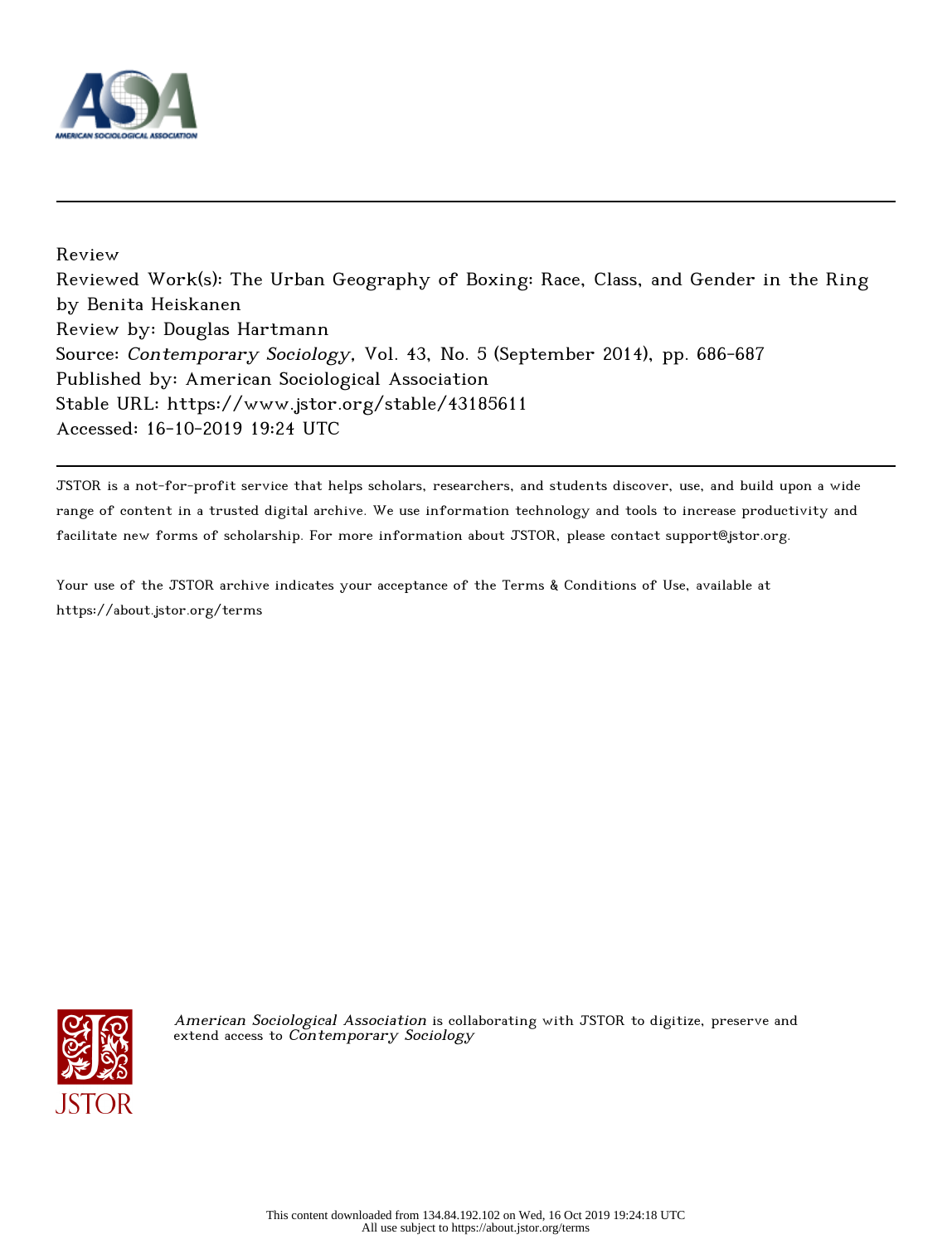Review

Reviewed Work(s): The Urban Geography of Boxing: Race, Class, and Gender in the Ring by Benita Heiskanen

Review by: Douglas Hartmann

Source: *Contemporary Sociology*, Vol. 43, No. 5 (September 2014), pp. 686-687

Published by: American Sociological Association

Stable URL: https://www.jstor.org/stable/43185611

Accessed: 16-10-2019 19:24 UTC

JSTOR is a not-for-profit service that helps scholars, researchers, and students discover, use, and build upon a wide range of content in a trusted digital archive. We use information technology and tools to increase productivity and facilitate new forms of scholarship. For more information about JSTOR, please contact support@jstor.org.

Your use of the JSTOR archive indicates your acceptance of the Terms & Conditions of Use, available at https://about.jstor.org/terms

*American Sociological Association* is collaborating with JSTOR to digitize, preserve and extend access to *Contemporary Sociology*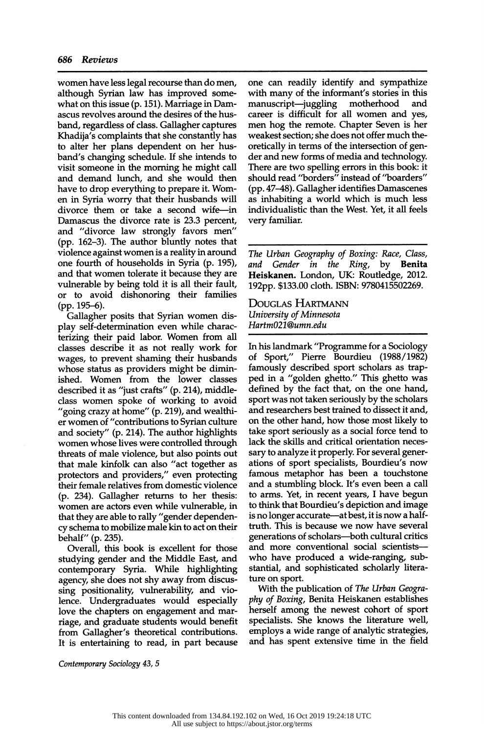women have less legal recourse than do men, although Syrian law has improved somewhat on this issue (p. 151). Marriage in Damascus revolves around the desires of the husband, regardless of class. Gallagher captures Khadija's complaints that she constantly has to alter her plans dependent on her husband's changing schedule. If she intends to visit someone in the morning he might call and demand lunch, and she would then have to drop everything to prepare it. Women in Syria worry that their husbands will divorce them or take a second wife—in Damascus the divorce rate is 23.3 percent, and "divorce law strongly favors men" (pp. 162–3). The author bluntly notes that violence against women is a reality in around one fourth of households in Syria (p. 195), and that women tolerate it because they are vulnerable by being told it is all their fault, or to avoid dishonoring their families (pp. 195–6).

Gallagher posits that Syrian women display self-determination even while characterizing their paid labor. Women from all classes describe it as not really work for wages, to prevent shaming their husbands whose status as providers might be diminished. Women from the lower classes described it as "just crafts" (p. 214), middle-class women spoke of working to avoid "going crazy at home" (p. 219), and wealthier women of "contributions to Syrian culture and society" (p. 214). The author highlights women whose lives were controlled through threats of male violence, but also points out that male kinfolk can also "act together as protectors and providers," even protecting their female relatives from domestic violence (p. 234). Gallagher returns to her thesis: women are actors even while vulnerable, in that they are able to rally "gender dependency schema to mobilize male kin to act on their behalf" (p. 235).

Overall, this book is excellent for those studying gender and the Middle East, and contemporary Syria. While highlighting agency, she does not shy away from discussing positionality, vulnerability, and violence. Undergraduates would especially love the chapters on engagement and marriage, and graduate students would benefit from Gallagher's theoretical contributions. It is entertaining to read, in part because one can readily identify and sympathize with many of the informant's stories in this manuscript—juggling motherhood and career is difficult for all women and yes, men hog the remote. Chapter Seven is her weakest section; she does not offer much theoretically in terms of the intersection of gender and new forms of media and technology. There are two spelling errors in this book: it should read "borders" instead of "boarders" (pp. 47–48). Gallagher identifies Damascenes as inhabiting a world which is much less individualistic than the West. Yet, it all feels very familiar.

---

*The Urban Geography of Boxing: Race, Class, and Gender in the Ring*, by **Benita Heiskanen.** London, UK: Routledge, 2012. 192pp. $133.00 cloth. ISBN: 9780415502269.

Douglas Hartmann
*University of Minnesota*
*Hartm021@umn.edu*

In his landmark "Programme for a Sociology of Sport," Pierre Bourdieu (1988/1982) famously described sport scholars as trapped in a "golden ghetto." This ghetto was defined by the fact that, on the one hand, sport was not taken seriously by the scholars and researchers best trained to dissect it and, on the other hand, how those most likely to take sport seriously as a social force tend to lack the skills and critical orientation necessary to analyze it properly. For several generations of sport specialists, Bourdieu's now famous metaphor has been a touchstone and a stumbling block. It's even been a call to arms. Yet, in recent years, I have begun to think that Bourdieu's depiction and image is no longer accurate—at best, it is now a half-truth. This is because we now have several generations of scholars—both cultural critics and more conventional social scientists—who have produced a wide-ranging, substantial, and sophisticated scholarly literature on sport.

With the publication of *The Urban Geography of Boxing*, Benita Heiskanen establishes herself among the newest cohort of sport specialists. She knows the literature well, employs a wide range of analytic strategies, and has spent extensive time in the field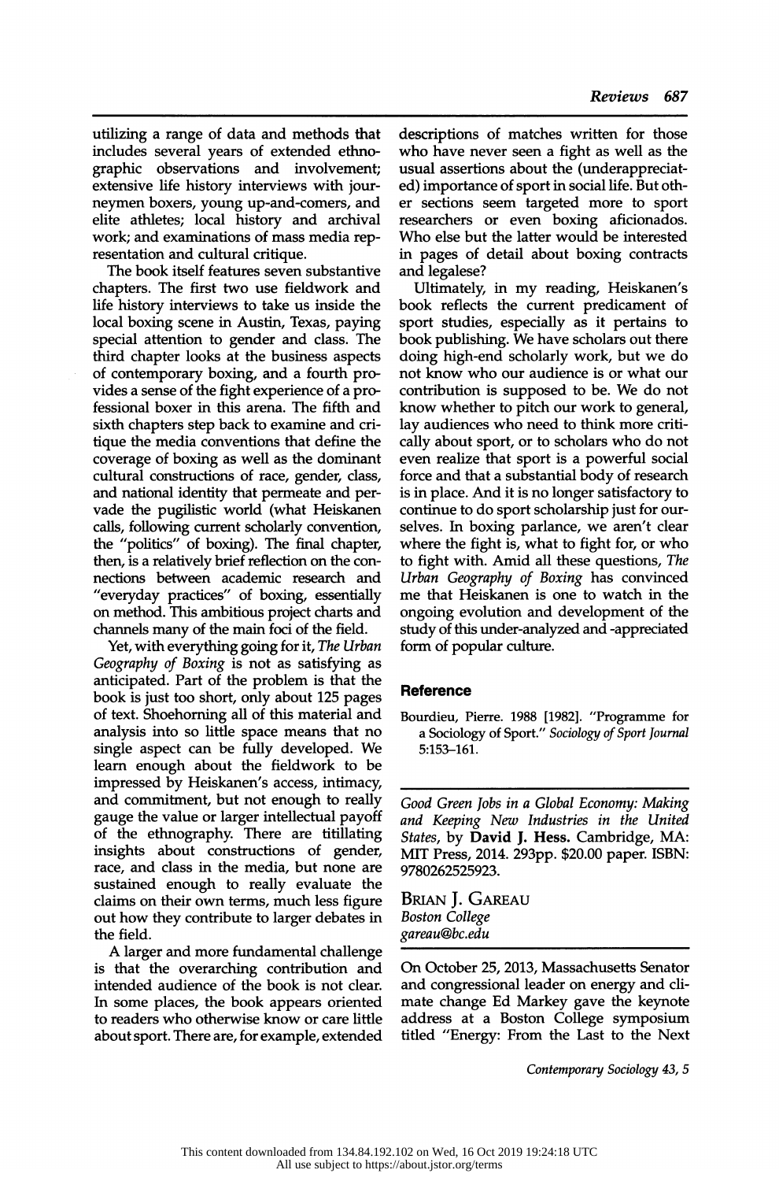utilizing a range of data and methods that includes several years of extended ethnographic observations and involvement; extensive life history interviews with journeymen boxers, young up-and-comers, and elite athletes; local history and archival work; and examinations of mass media representation and cultural critique.

The book itself features seven substantive chapters. The first two use fieldwork and life history interviews to take us inside the local boxing scene in Austin, Texas, paying special attention to gender and class. The third chapter looks at the business aspects of contemporary boxing, and a fourth provides a sense of the fight experience of a professional boxer in this arena. The fifth and sixth chapters step back to examine and critique the media conventions that define the coverage of boxing as well as the dominant cultural constructions of race, gender, class, and national identity that permeate and pervade the pugilistic world (what Heiskanen calls, following current scholarly convention, the "politics" of boxing). The final chapter, then, is a relatively brief reflection on the connections between academic research and "everyday practices" of boxing, essentially on method. This ambitious project charts and channels many of the main foci of the field.

Yet, with everything going for it, *The Urban Geography of Boxing* is not as satisfying as anticipated. Part of the problem is that the book is just too short, only about 125 pages of text. Shoehorning all of this material and analysis into so little space means that no single aspect can be fully developed. We learn enough about the fieldwork to be impressed by Heiskanen's access, intimacy, and commitment, but not enough to really gauge the value or larger intellectual payoff of the ethnography. There are titillating insights about constructions of gender, race, and class in the media, but none are sustained enough to really evaluate the claims on their own terms, much less figure out how they contribute to larger debates in the field.

A larger and more fundamental challenge is that the overarching contribution and intended audience of the book is not clear. In some places, the book appears oriented to readers who otherwise know or care little about sport. There are, for example, extended descriptions of matches written for those who have never seen a fight as well as the usual assertions about the (underappreciated) importance of sport in social life. But other sections seem targeted more to sport researchers or even boxing aficionados. Who else but the latter would be interested in pages of detail about boxing contracts and legalese?

Ultimately, in my reading, Heiskanen's book reflects the current predicament of sport studies, especially as it pertains to book publishing. We have scholars out there doing high-end scholarly work, but we do not know who our audience is or what our contribution is supposed to be. We do not know whether to pitch our work to general, lay audiences who need to think more critically about sport, or to scholars who do not even realize that sport is a powerful social force and that a substantial body of research is in place. And it is no longer satisfactory to continue to do sport scholarship just for ourselves. In boxing parlance, we aren't clear where the fight is, what to fight for, or who to fight with. Amid all these questions, *The Urban Geography of Boxing* has convinced me that Heiskanen is one to watch in the ongoing evolution and development of the study of this under-analyzed and -appreciated form of popular culture.

## Reference

Bourdieu, Pierre. 1988 [1982]. "Programme for a Sociology of Sport." *Sociology of Sport Journal* 5:153–161.

---

*Good Green Jobs in a Global Economy: Making and Keeping New Industries in the United States*, by **David J. Hess.** Cambridge, MA: MIT Press, 2014. 293pp. $20.00 paper. ISBN: 9780262525923.

Brian J. Gareau
*Boston College*
*gareau@bc.edu*

On October 25, 2013, Massachusetts Senator and congressional leader on energy and climate change Ed Markey gave the keynote address at a Boston College symposium titled "Energy: From the Last to the Next